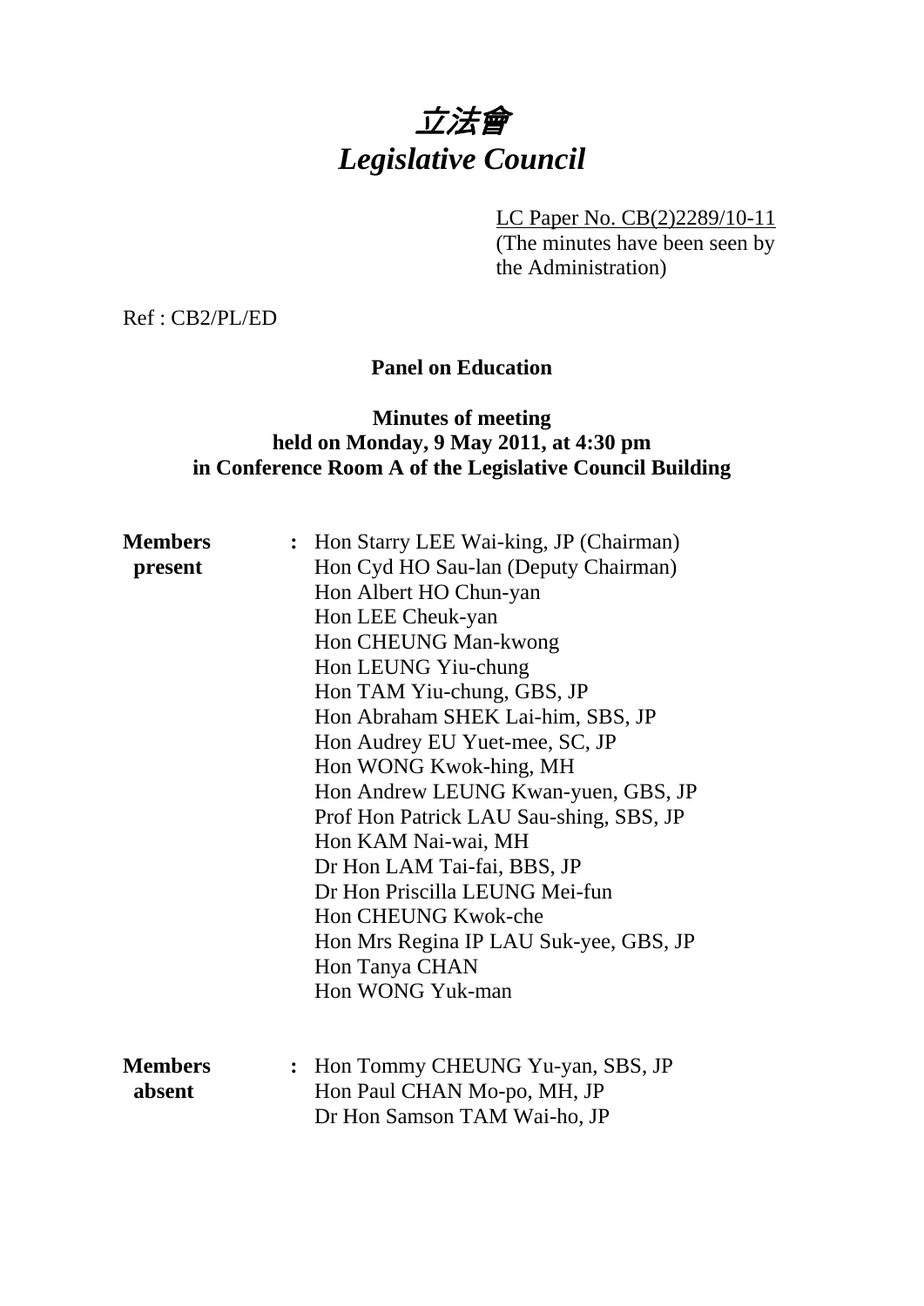# 立法會
# *Legislative Council*

LC Paper No. CB(2)2289/10-11
(The minutes have been seen by the Administration)

Ref : CB2/PL/ED

**Panel on Education**

**Minutes of meeting**
**held on Monday, 9 May 2011, at 4:30 pm**
**in Conference Room A of the Legislative Council Building**

**Members present** :
Hon Starry LEE Wai-king, JP (Chairman)
Hon Cyd HO Sau-lan (Deputy Chairman)
Hon Albert HO Chun-yan
Hon LEE Cheuk-yan
Hon CHEUNG Man-kwong
Hon LEUNG Yiu-chung
Hon TAM Yiu-chung, GBS, JP
Hon Abraham SHEK Lai-him, SBS, JP
Hon Audrey EU Yuet-mee, SC, JP
Hon WONG Kwok-hing, MH
Hon Andrew LEUNG Kwan-yuen, GBS, JP
Prof Hon Patrick LAU Sau-shing, SBS, JP
Hon KAM Nai-wai, MH
Dr Hon LAM Tai-fai, BBS, JP
Dr Hon Priscilla LEUNG Mei-fun
Hon CHEUNG Kwok-che
Hon Mrs Regina IP LAU Suk-yee, GBS, JP
Hon Tanya CHAN
Hon WONG Yuk-man

**Members absent** :
Hon Tommy CHEUNG Yu-yan, SBS, JP
Hon Paul CHAN Mo-po, MH, JP
Dr Hon Samson TAM Wai-ho, JP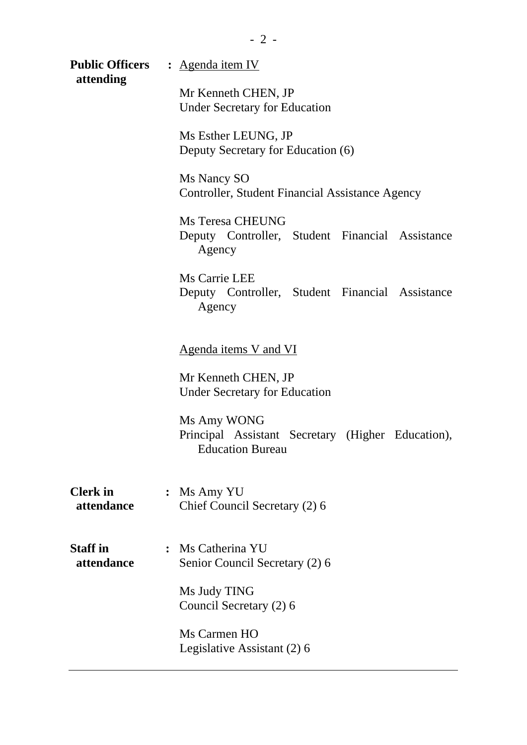**Public Officers attending** : Agenda item IV

Mr Kenneth CHEN, JP
Under Secretary for Education

Ms Esther LEUNG, JP
Deputy Secretary for Education (6)

Ms Nancy SO
Controller, Student Financial Assistance Agency

Ms Teresa CHEUNG
Deputy Controller, Student Financial Assistance Agency

Ms Carrie LEE
Deputy Controller, Student Financial Assistance Agency

Agenda items V and VI

Mr Kenneth CHEN, JP
Under Secretary for Education

Ms Amy WONG
Principal Assistant Secretary (Higher Education), Education Bureau

**Clerk in attendance** : Ms Amy YU
Chief Council Secretary (2) 6

**Staff in attendance** : Ms Catherina YU
Senior Council Secretary (2) 6

Ms Judy TING
Council Secretary (2) 6

Ms Carmen HO
Legislative Assistant (2) 6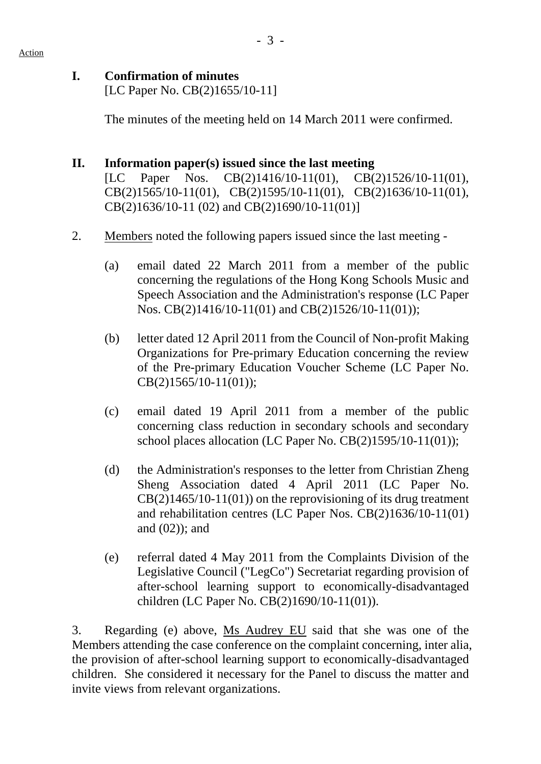Action

**I. Confirmation of minutes**
[LC Paper No. CB(2)1655/10-11]

The minutes of the meeting held on 14 March 2011 were confirmed.

**II. Information paper(s) issued since the last meeting**
[LC Paper Nos. CB(2)1416/10-11(01), CB(2)1526/10-11(01), CB(2)1565/10-11(01), CB(2)1595/10-11(01), CB(2)1636/10-11(01), CB(2)1636/10-11 (02) and CB(2)1690/10-11(01)]

2. Members noted the following papers issued since the last meeting -

(a) email dated 22 March 2011 from a member of the public concerning the regulations of the Hong Kong Schools Music and Speech Association and the Administration's response (LC Paper Nos. CB(2)1416/10-11(01) and CB(2)1526/10-11(01));

(b) letter dated 12 April 2011 from the Council of Non-profit Making Organizations for Pre-primary Education concerning the review of the Pre-primary Education Voucher Scheme (LC Paper No. CB(2)1565/10-11(01));

(c) email dated 19 April 2011 from a member of the public concerning class reduction in secondary schools and secondary school places allocation (LC Paper No. CB(2)1595/10-11(01));

(d) the Administration's responses to the letter from Christian Zheng Sheng Association dated 4 April 2011 (LC Paper No. CB(2)1465/10-11(01)) on the reprovisioning of its drug treatment and rehabilitation centres (LC Paper Nos. CB(2)1636/10-11(01) and (02)); and

(e) referral dated 4 May 2011 from the Complaints Division of the Legislative Council ("LegCo") Secretariat regarding provision of after-school learning support to economically-disadvantaged children (LC Paper No. CB(2)1690/10-11(01)).

3. Regarding (e) above, Ms Audrey EU said that she was one of the Members attending the case conference on the complaint concerning, inter alia, the provision of after-school learning support to economically-disadvantaged children. She considered it necessary for the Panel to discuss the matter and invite views from relevant organizations.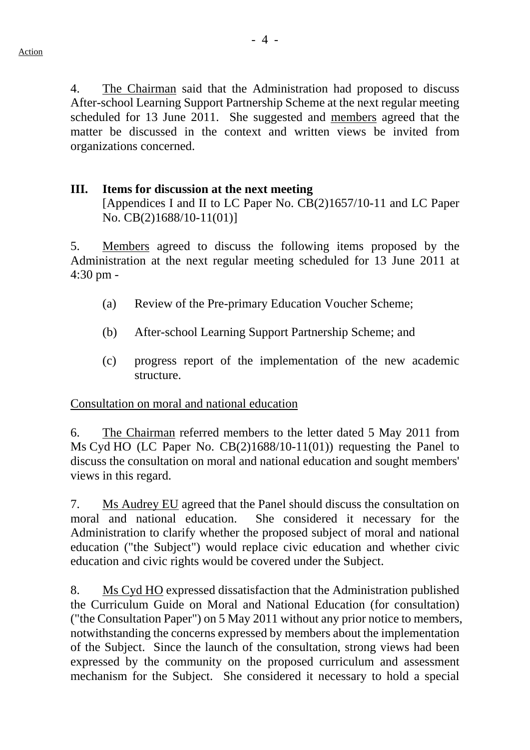4. The Chairman said that the Administration had proposed to discuss After-school Learning Support Partnership Scheme at the next regular meeting scheduled for 13 June 2011. She suggested and members agreed that the matter be discussed in the context and written views be invited from organizations concerned.

## III. Items for discussion at the next meeting

[Appendices I and II to LC Paper No. CB(2)1657/10-11 and LC Paper No. CB(2)1688/10-11(01)]

5. Members agreed to discuss the following items proposed by the Administration at the next regular meeting scheduled for 13 June 2011 at 4:30 pm -

(a) Review of the Pre-primary Education Voucher Scheme;

(b) After-school Learning Support Partnership Scheme; and

(c) progress report of the implementation of the new academic structure.

Consultation on moral and national education

6. The Chairman referred members to the letter dated 5 May 2011 from Ms Cyd HO (LC Paper No. CB(2)1688/10-11(01)) requesting the Panel to discuss the consultation on moral and national education and sought members' views in this regard.

7. Ms Audrey EU agreed that the Panel should discuss the consultation on moral and national education. She considered it necessary for the Administration to clarify whether the proposed subject of moral and national education ("the Subject") would replace civic education and whether civic education and civic rights would be covered under the Subject.

8. Ms Cyd HO expressed dissatisfaction that the Administration published the Curriculum Guide on Moral and National Education (for consultation) ("the Consultation Paper") on 5 May 2011 without any prior notice to members, notwithstanding the concerns expressed by members about the implementation of the Subject. Since the launch of the consultation, strong views had been expressed by the community on the proposed curriculum and assessment mechanism for the Subject. She considered it necessary to hold a special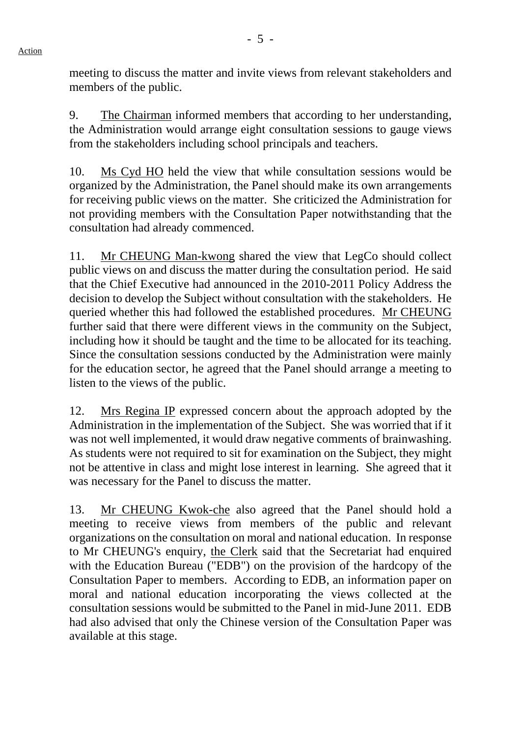meeting to discuss the matter and invite views from relevant stakeholders and members of the public.

9. The Chairman informed members that according to her understanding, the Administration would arrange eight consultation sessions to gauge views from the stakeholders including school principals and teachers.

10. Ms Cyd HO held the view that while consultation sessions would be organized by the Administration, the Panel should make its own arrangements for receiving public views on the matter. She criticized the Administration for not providing members with the Consultation Paper notwithstanding that the consultation had already commenced.

11. Mr CHEUNG Man-kwong shared the view that LegCo should collect public views on and discuss the matter during the consultation period. He said that the Chief Executive had announced in the 2010-2011 Policy Address the decision to develop the Subject without consultation with the stakeholders. He queried whether this had followed the established procedures. Mr CHEUNG further said that there were different views in the community on the Subject, including how it should be taught and the time to be allocated for its teaching. Since the consultation sessions conducted by the Administration were mainly for the education sector, he agreed that the Panel should arrange a meeting to listen to the views of the public.

12. Mrs Regina IP expressed concern about the approach adopted by the Administration in the implementation of the Subject. She was worried that if it was not well implemented, it would draw negative comments of brainwashing. As students were not required to sit for examination on the Subject, they might not be attentive in class and might lose interest in learning. She agreed that it was necessary for the Panel to discuss the matter.

13. Mr CHEUNG Kwok-che also agreed that the Panel should hold a meeting to receive views from members of the public and relevant organizations on the consultation on moral and national education. In response to Mr CHEUNG's enquiry, the Clerk said that the Secretariat had enquired with the Education Bureau ("EDB") on the provision of the hardcopy of the Consultation Paper to members. According to EDB, an information paper on moral and national education incorporating the views collected at the consultation sessions would be submitted to the Panel in mid-June 2011. EDB had also advised that only the Chinese version of the Consultation Paper was available at this stage.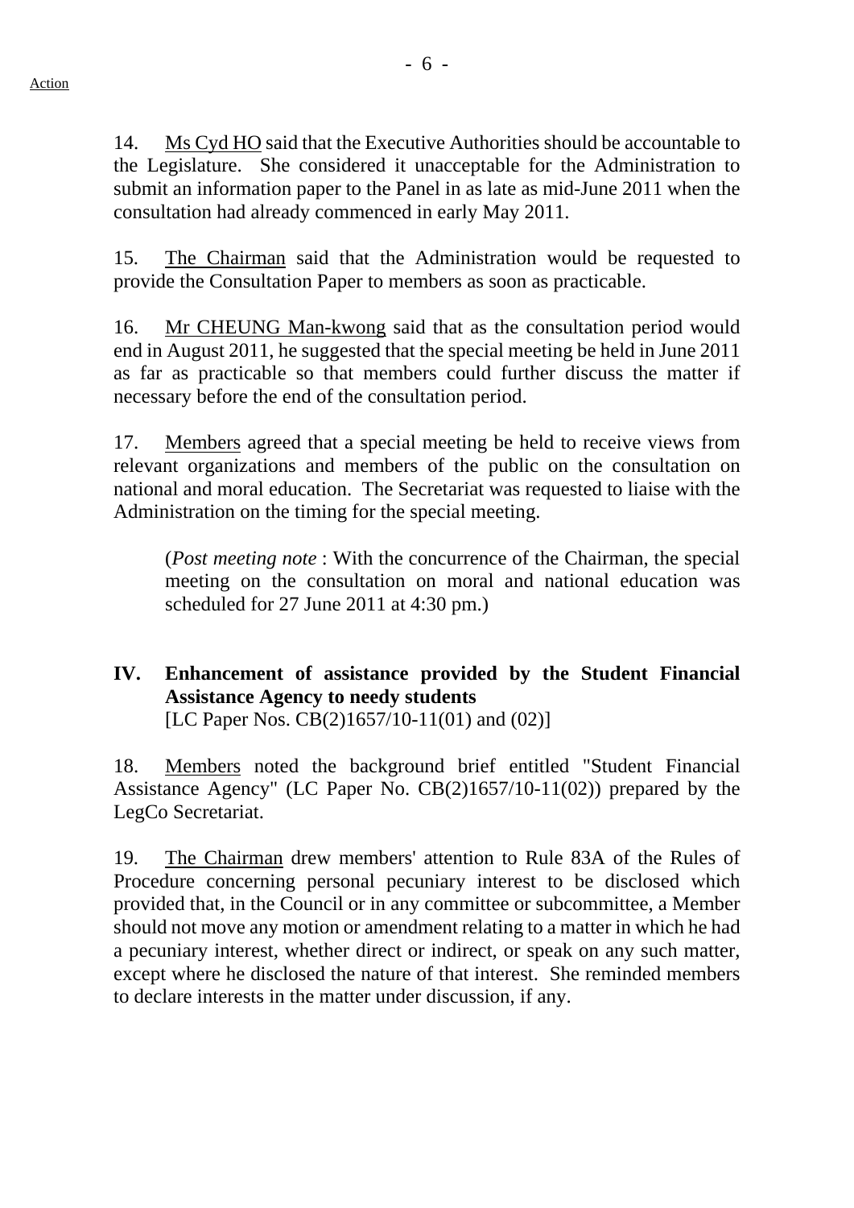14. Ms Cyd HO said that the Executive Authorities should be accountable to the Legislature. She considered it unacceptable for the Administration to submit an information paper to the Panel in as late as mid-June 2011 when the consultation had already commenced in early May 2011.

15. The Chairman said that the Administration would be requested to provide the Consultation Paper to members as soon as practicable.

16. Mr CHEUNG Man-kwong said that as the consultation period would end in August 2011, he suggested that the special meeting be held in June 2011 as far as practicable so that members could further discuss the matter if necessary before the end of the consultation period.

17. Members agreed that a special meeting be held to receive views from relevant organizations and members of the public on the consultation on national and moral education. The Secretariat was requested to liaise with the Administration on the timing for the special meeting.

> (*Post meeting note* : With the concurrence of the Chairman, the special meeting on the consultation on moral and national education was scheduled for 27 June 2011 at 4:30 pm.)

## IV. Enhancement of assistance provided by the Student Financial Assistance Agency to needy students

[LC Paper Nos. CB(2)1657/10-11(01) and (02)]

18. Members noted the background brief entitled "Student Financial Assistance Agency" (LC Paper No. CB(2)1657/10-11(02)) prepared by the LegCo Secretariat.

19. The Chairman drew members' attention to Rule 83A of the Rules of Procedure concerning personal pecuniary interest to be disclosed which provided that, in the Council or in any committee or subcommittee, a Member should not move any motion or amendment relating to a matter in which he had a pecuniary interest, whether direct or indirect, or speak on any such matter, except where he disclosed the nature of that interest. She reminded members to declare interests in the matter under discussion, if any.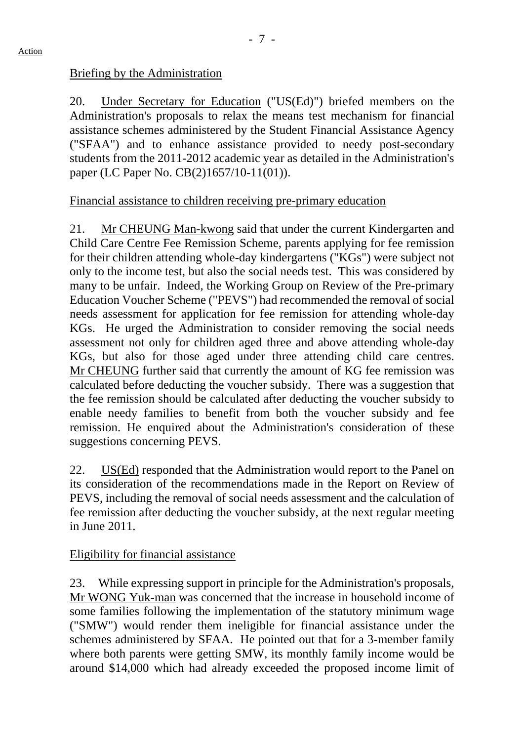Action

Briefing by the Administration

20. Under Secretary for Education ("US(Ed)") briefed members on the Administration's proposals to relax the means test mechanism for financial assistance schemes administered by the Student Financial Assistance Agency ("SFAA") and to enhance assistance provided to needy post-secondary students from the 2011-2012 academic year as detailed in the Administration's paper (LC Paper No. CB(2)1657/10-11(01)).

Financial assistance to children receiving pre-primary education

21. Mr CHEUNG Man-kwong said that under the current Kindergarten and Child Care Centre Fee Remission Scheme, parents applying for fee remission for their children attending whole-day kindergartens ("KGs") were subject not only to the income test, but also the social needs test. This was considered by many to be unfair. Indeed, the Working Group on Review of the Pre-primary Education Voucher Scheme ("PEVS") had recommended the removal of social needs assessment for application for fee remission for attending whole-day KGs. He urged the Administration to consider removing the social needs assessment not only for children aged three and above attending whole-day KGs, but also for those aged under three attending child care centres. Mr CHEUNG further said that currently the amount of KG fee remission was calculated before deducting the voucher subsidy. There was a suggestion that the fee remission should be calculated after deducting the voucher subsidy to enable needy families to benefit from both the voucher subsidy and fee remission. He enquired about the Administration's consideration of these suggestions concerning PEVS.

22. US(Ed) responded that the Administration would report to the Panel on its consideration of the recommendations made in the Report on Review of PEVS, including the removal of social needs assessment and the calculation of fee remission after deducting the voucher subsidy, at the next regular meeting in June 2011.

Eligibility for financial assistance

23. While expressing support in principle for the Administration's proposals, Mr WONG Yuk-man was concerned that the increase in household income of some families following the implementation of the statutory minimum wage ("SMW") would render them ineligible for financial assistance under the schemes administered by SFAA. He pointed out that for a 3-member family where both parents were getting SMW, its monthly family income would be around $14,000 which had already exceeded the proposed income limit of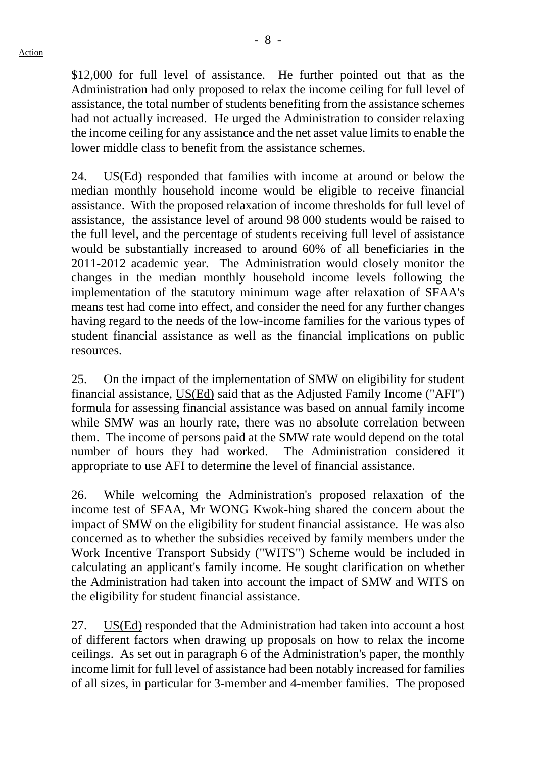$12,000 for full level of assistance. He further pointed out that as the Administration had only proposed to relax the income ceiling for full level of assistance, the total number of students benefiting from the assistance schemes had not actually increased. He urged the Administration to consider relaxing the income ceiling for any assistance and the net asset value limits to enable the lower middle class to benefit from the assistance schemes.

24. US(Ed) responded that families with income at around or below the median monthly household income would be eligible to receive financial assistance. With the proposed relaxation of income thresholds for full level of assistance, the assistance level of around 98 000 students would be raised to the full level, and the percentage of students receiving full level of assistance would be substantially increased to around 60% of all beneficiaries in the 2011-2012 academic year. The Administration would closely monitor the changes in the median monthly household income levels following the implementation of the statutory minimum wage after relaxation of SFAA's means test had come into effect, and consider the need for any further changes having regard to the needs of the low-income families for the various types of student financial assistance as well as the financial implications on public resources.

25. On the impact of the implementation of SMW on eligibility for student financial assistance, US(Ed) said that as the Adjusted Family Income ("AFI") formula for assessing financial assistance was based on annual family income while SMW was an hourly rate, there was no absolute correlation between them. The income of persons paid at the SMW rate would depend on the total number of hours they had worked. The Administration considered it appropriate to use AFI to determine the level of financial assistance.

26. While welcoming the Administration's proposed relaxation of the income test of SFAA, Mr WONG Kwok-hing shared the concern about the impact of SMW on the eligibility for student financial assistance. He was also concerned as to whether the subsidies received by family members under the Work Incentive Transport Subsidy ("WITS") Scheme would be included in calculating an applicant's family income. He sought clarification on whether the Administration had taken into account the impact of SMW and WITS on the eligibility for student financial assistance.

27. US(Ed) responded that the Administration had taken into account a host of different factors when drawing up proposals on how to relax the income ceilings. As set out in paragraph 6 of the Administration's paper, the monthly income limit for full level of assistance had been notably increased for families of all sizes, in particular for 3-member and 4-member families. The proposed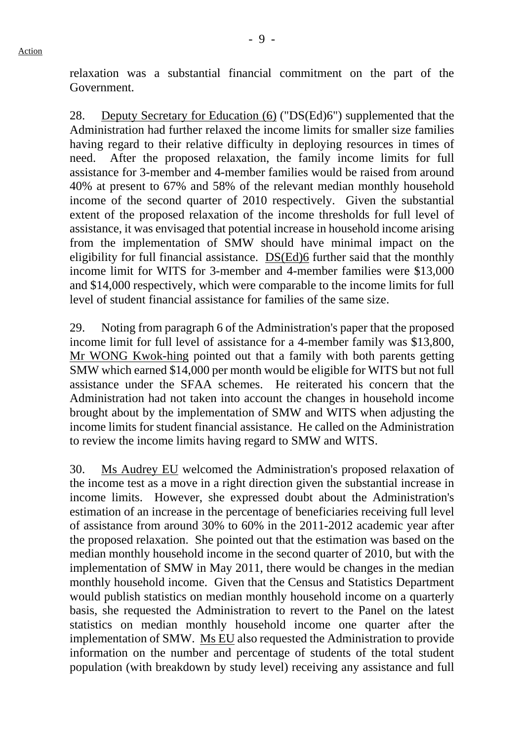relaxation was a substantial financial commitment on the part of the Government.

28. Deputy Secretary for Education (6) ("DS(Ed)6") supplemented that the Administration had further relaxed the income limits for smaller size families having regard to their relative difficulty in deploying resources in times of need. After the proposed relaxation, the family income limits for full assistance for 3-member and 4-member families would be raised from around 40% at present to 67% and 58% of the relevant median monthly household income of the second quarter of 2010 respectively. Given the substantial extent of the proposed relaxation of the income thresholds for full level of assistance, it was envisaged that potential increase in household income arising from the implementation of SMW should have minimal impact on the eligibility for full financial assistance. DS(Ed)6 further said that the monthly income limit for WITS for 3-member and 4-member families were $13,000 and $14,000 respectively, which were comparable to the income limits for full level of student financial assistance for families of the same size.

29. Noting from paragraph 6 of the Administration's paper that the proposed income limit for full level of assistance for a 4-member family was $13,800, Mr WONG Kwok-hing pointed out that a family with both parents getting SMW which earned $14,000 per month would be eligible for WITS but not full assistance under the SFAA schemes. He reiterated his concern that the Administration had not taken into account the changes in household income brought about by the implementation of SMW and WITS when adjusting the income limits for student financial assistance. He called on the Administration to review the income limits having regard to SMW and WITS.

30. Ms Audrey EU welcomed the Administration's proposed relaxation of the income test as a move in a right direction given the substantial increase in income limits. However, she expressed doubt about the Administration's estimation of an increase in the percentage of beneficiaries receiving full level of assistance from around 30% to 60% in the 2011-2012 academic year after the proposed relaxation. She pointed out that the estimation was based on the median monthly household income in the second quarter of 2010, but with the implementation of SMW in May 2011, there would be changes in the median monthly household income. Given that the Census and Statistics Department would publish statistics on median monthly household income on a quarterly basis, she requested the Administration to revert to the Panel on the latest statistics on median monthly household income one quarter after the implementation of SMW. Ms EU also requested the Administration to provide information on the number and percentage of students of the total student population (with breakdown by study level) receiving any assistance and full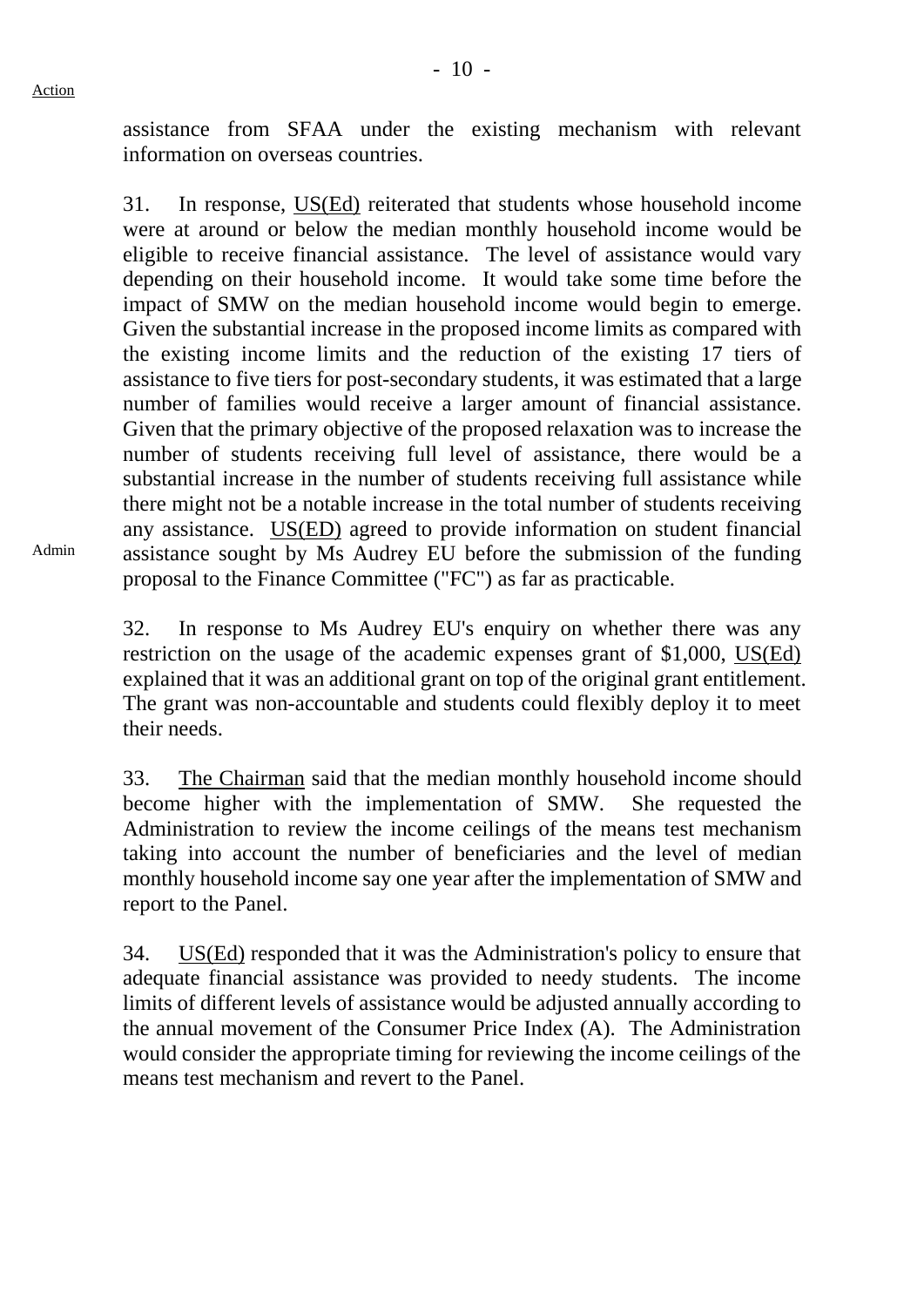assistance from SFAA under the existing mechanism with relevant information on overseas countries.

31. In response, US(Ed) reiterated that students whose household income were at around or below the median monthly household income would be eligible to receive financial assistance. The level of assistance would vary depending on their household income. It would take some time before the impact of SMW on the median household income would begin to emerge. Given the substantial increase in the proposed income limits as compared with the existing income limits and the reduction of the existing 17 tiers of assistance to five tiers for post-secondary students, it was estimated that a large number of families would receive a larger amount of financial assistance. Given that the primary objective of the proposed relaxation was to increase the number of students receiving full level of assistance, there would be a substantial increase in the number of students receiving full assistance while there might not be a notable increase in the total number of students receiving any assistance. US(ED) agreed to provide information on student financial assistance sought by Ms Audrey EU before the submission of the funding proposal to the Finance Committee ("FC") as far as practicable.

Admin

32. In response to Ms Audrey EU's enquiry on whether there was any restriction on the usage of the academic expenses grant of $1,000, US(Ed) explained that it was an additional grant on top of the original grant entitlement. The grant was non-accountable and students could flexibly deploy it to meet their needs.

33. The Chairman said that the median monthly household income should become higher with the implementation of SMW. She requested the Administration to review the income ceilings of the means test mechanism taking into account the number of beneficiaries and the level of median monthly household income say one year after the implementation of SMW and report to the Panel.

34. US(Ed) responded that it was the Administration's policy to ensure that adequate financial assistance was provided to needy students. The income limits of different levels of assistance would be adjusted annually according to the annual movement of the Consumer Price Index (A). The Administration would consider the appropriate timing for reviewing the income ceilings of the means test mechanism and revert to the Panel.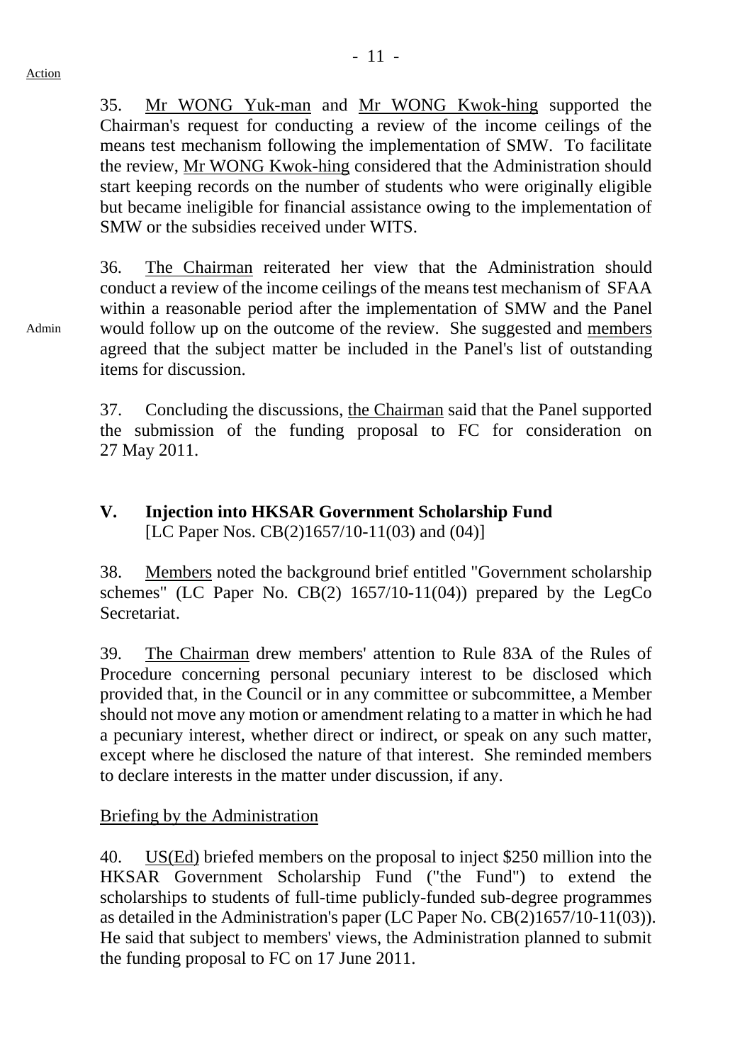Action

35. Mr WONG Yuk-man and Mr WONG Kwok-hing supported the Chairman's request for conducting a review of the income ceilings of the means test mechanism following the implementation of SMW. To facilitate the review, Mr WONG Kwok-hing considered that the Administration should start keeping records on the number of students who were originally eligible but became ineligible for financial assistance owing to the implementation of SMW or the subsidies received under WITS.

Admin

36. The Chairman reiterated her view that the Administration should conduct a review of the income ceilings of the means test mechanism of SFAA within a reasonable period after the implementation of SMW and the Panel would follow up on the outcome of the review. She suggested and members agreed that the subject matter be included in the Panel's list of outstanding items for discussion.

37. Concluding the discussions, the Chairman said that the Panel supported the submission of the funding proposal to FC for consideration on 27 May 2011.

## V. Injection into HKSAR Government Scholarship Fund

[LC Paper Nos. CB(2)1657/10-11(03) and (04)]

38. Members noted the background brief entitled "Government scholarship schemes" (LC Paper No. CB(2) 1657/10-11(04)) prepared by the LegCo Secretariat.

39. The Chairman drew members' attention to Rule 83A of the Rules of Procedure concerning personal pecuniary interest to be disclosed which provided that, in the Council or in any committee or subcommittee, a Member should not move any motion or amendment relating to a matter in which he had a pecuniary interest, whether direct or indirect, or speak on any such matter, except where he disclosed the nature of that interest. She reminded members to declare interests in the matter under discussion, if any.

Briefing by the Administration

40. US(Ed) briefed members on the proposal to inject $250 million into the HKSAR Government Scholarship Fund ("the Fund") to extend the scholarships to students of full-time publicly-funded sub-degree programmes as detailed in the Administration's paper (LC Paper No. CB(2)1657/10-11(03)). He said that subject to members' views, the Administration planned to submit the funding proposal to FC on 17 June 2011.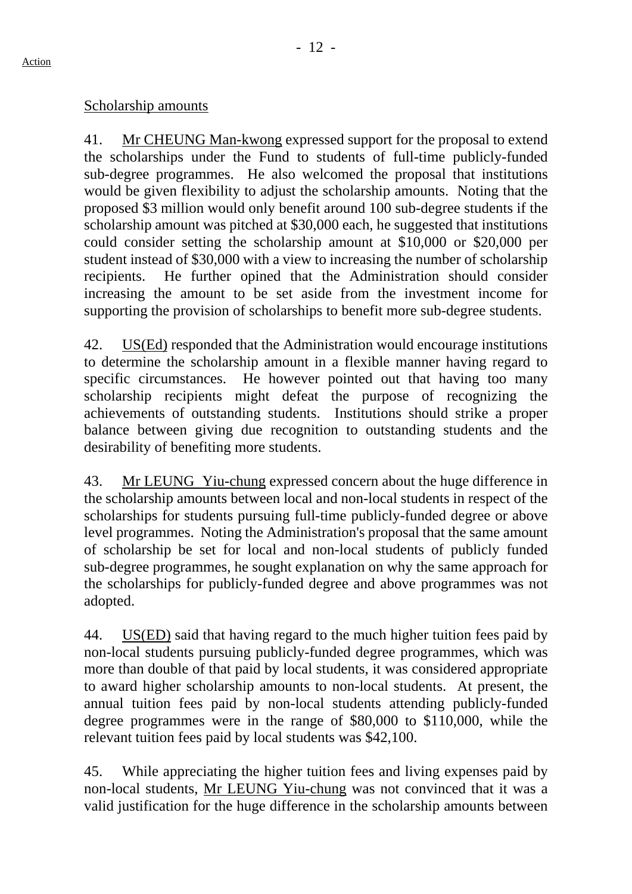Action

Scholarship amounts

41. Mr CHEUNG Man-kwong expressed support for the proposal to extend the scholarships under the Fund to students of full-time publicly-funded sub-degree programmes. He also welcomed the proposal that institutions would be given flexibility to adjust the scholarship amounts. Noting that the proposed $3 million would only benefit around 100 sub-degree students if the scholarship amount was pitched at $30,000 each, he suggested that institutions could consider setting the scholarship amount at $10,000 or $20,000 per student instead of $30,000 with a view to increasing the number of scholarship recipients. He further opined that the Administration should consider increasing the amount to be set aside from the investment income for supporting the provision of scholarships to benefit more sub-degree students.

42. US(Ed) responded that the Administration would encourage institutions to determine the scholarship amount in a flexible manner having regard to specific circumstances. He however pointed out that having too many scholarship recipients might defeat the purpose of recognizing the achievements of outstanding students. Institutions should strike a proper balance between giving due recognition to outstanding students and the desirability of benefiting more students.

43. Mr LEUNG Yiu-chung expressed concern about the huge difference in the scholarship amounts between local and non-local students in respect of the scholarships for students pursuing full-time publicly-funded degree or above level programmes. Noting the Administration's proposal that the same amount of scholarship be set for local and non-local students of publicly funded sub-degree programmes, he sought explanation on why the same approach for the scholarships for publicly-funded degree and above programmes was not adopted.

44. US(ED) said that having regard to the much higher tuition fees paid by non-local students pursuing publicly-funded degree programmes, which was more than double of that paid by local students, it was considered appropriate to award higher scholarship amounts to non-local students. At present, the annual tuition fees paid by non-local students attending publicly-funded degree programmes were in the range of $80,000 to $110,000, while the relevant tuition fees paid by local students was $42,100.

45. While appreciating the higher tuition fees and living expenses paid by non-local students, Mr LEUNG Yiu-chung was not convinced that it was a valid justification for the huge difference in the scholarship amounts between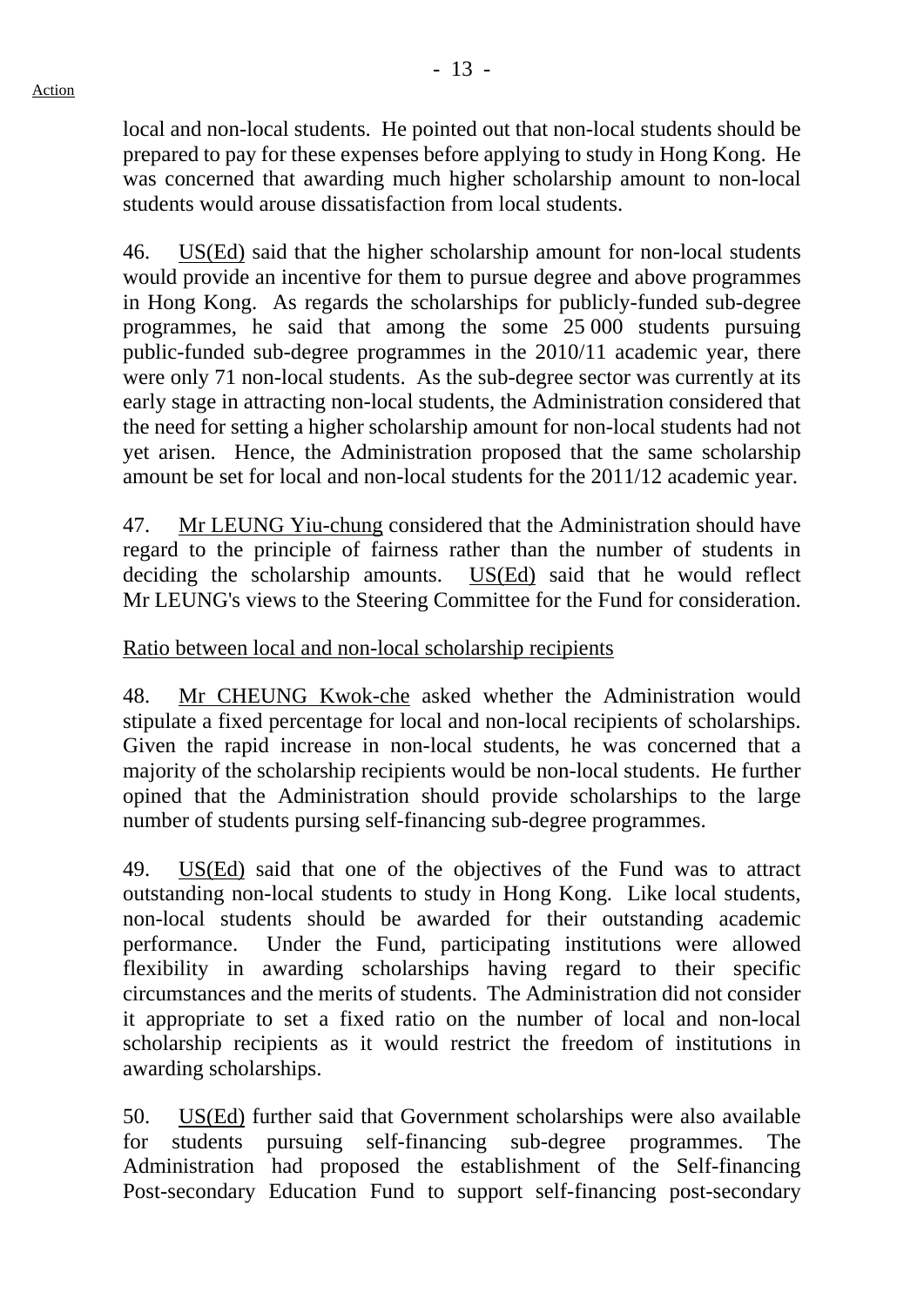local and non-local students. He pointed out that non-local students should be prepared to pay for these expenses before applying to study in Hong Kong. He was concerned that awarding much higher scholarship amount to non-local students would arouse dissatisfaction from local students.

46. US(Ed) said that the higher scholarship amount for non-local students would provide an incentive for them to pursue degree and above programmes in Hong Kong. As regards the scholarships for publicly-funded sub-degree programmes, he said that among the some 25 000 students pursuing public-funded sub-degree programmes in the 2010/11 academic year, there were only 71 non-local students. As the sub-degree sector was currently at its early stage in attracting non-local students, the Administration considered that the need for setting a higher scholarship amount for non-local students had not yet arisen. Hence, the Administration proposed that the same scholarship amount be set for local and non-local students for the 2011/12 academic year.

47. Mr LEUNG Yiu-chung considered that the Administration should have regard to the principle of fairness rather than the number of students in deciding the scholarship amounts. US(Ed) said that he would reflect Mr LEUNG's views to the Steering Committee for the Fund for consideration.

Ratio between local and non-local scholarship recipients

48. Mr CHEUNG Kwok-che asked whether the Administration would stipulate a fixed percentage for local and non-local recipients of scholarships. Given the rapid increase in non-local students, he was concerned that a majority of the scholarship recipients would be non-local students. He further opined that the Administration should provide scholarships to the large number of students pursing self-financing sub-degree programmes.

49. US(Ed) said that one of the objectives of the Fund was to attract outstanding non-local students to study in Hong Kong. Like local students, non-local students should be awarded for their outstanding academic performance. Under the Fund, participating institutions were allowed flexibility in awarding scholarships having regard to their specific circumstances and the merits of students. The Administration did not consider it appropriate to set a fixed ratio on the number of local and non-local scholarship recipients as it would restrict the freedom of institutions in awarding scholarships.

50. US(Ed) further said that Government scholarships were also available for students pursuing self-financing sub-degree programmes. The Administration had proposed the establishment of the Self-financing Post-secondary Education Fund to support self-financing post-secondary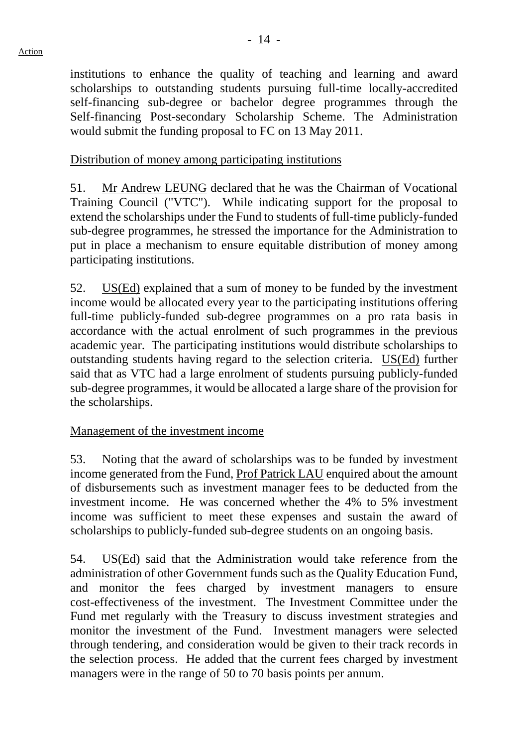institutions to enhance the quality of teaching and learning and award scholarships to outstanding students pursuing full-time locally-accredited self-financing sub-degree or bachelor degree programmes through the Self-financing Post-secondary Scholarship Scheme. The Administration would submit the funding proposal to FC on 13 May 2011.

Distribution of money among participating institutions

51. Mr Andrew LEUNG declared that he was the Chairman of Vocational Training Council ("VTC"). While indicating support for the proposal to extend the scholarships under the Fund to students of full-time publicly-funded sub-degree programmes, he stressed the importance for the Administration to put in place a mechanism to ensure equitable distribution of money among participating institutions.

52. US(Ed) explained that a sum of money to be funded by the investment income would be allocated every year to the participating institutions offering full-time publicly-funded sub-degree programmes on a pro rata basis in accordance with the actual enrolment of such programmes in the previous academic year. The participating institutions would distribute scholarships to outstanding students having regard to the selection criteria. US(Ed) further said that as VTC had a large enrolment of students pursuing publicly-funded sub-degree programmes, it would be allocated a large share of the provision for the scholarships.

Management of the investment income

53. Noting that the award of scholarships was to be funded by investment income generated from the Fund, Prof Patrick LAU enquired about the amount of disbursements such as investment manager fees to be deducted from the investment income. He was concerned whether the 4% to 5% investment income was sufficient to meet these expenses and sustain the award of scholarships to publicly-funded sub-degree students on an ongoing basis.

54. US(Ed) said that the Administration would take reference from the administration of other Government funds such as the Quality Education Fund, and monitor the fees charged by investment managers to ensure cost-effectiveness of the investment. The Investment Committee under the Fund met regularly with the Treasury to discuss investment strategies and monitor the investment of the Fund. Investment managers were selected through tendering, and consideration would be given to their track records in the selection process. He added that the current fees charged by investment managers were in the range of 50 to 70 basis points per annum.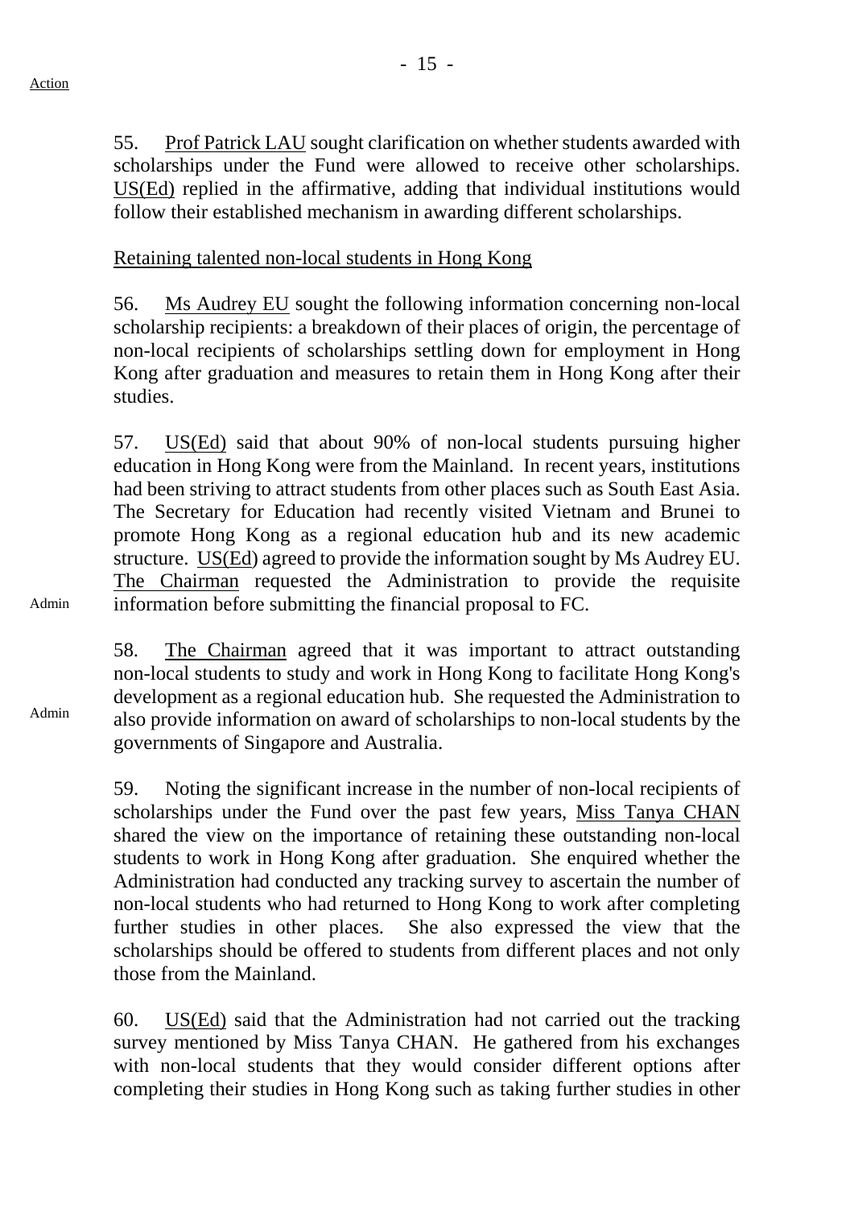55. Prof Patrick LAU sought clarification on whether students awarded with scholarships under the Fund were allowed to receive other scholarships. US(Ed) replied in the affirmative, adding that individual institutions would follow their established mechanism in awarding different scholarships.

Retaining talented non-local students in Hong Kong

56. Ms Audrey EU sought the following information concerning non-local scholarship recipients: a breakdown of their places of origin, the percentage of non-local recipients of scholarships settling down for employment in Hong Kong after graduation and measures to retain them in Hong Kong after their studies.

57. US(Ed) said that about 90% of non-local students pursuing higher education in Hong Kong were from the Mainland. In recent years, institutions had been striving to attract students from other places such as South East Asia. The Secretary for Education had recently visited Vietnam and Brunei to promote Hong Kong as a regional education hub and its new academic structure. US(Ed) agreed to provide the information sought by Ms Audrey EU. The Chairman requested the Administration to provide the requisite information before submitting the financial proposal to FC.

Admin

58. The Chairman agreed that it was important to attract outstanding non-local students to study and work in Hong Kong to facilitate Hong Kong's development as a regional education hub. She requested the Administration to also provide information on award of scholarships to non-local students by the governments of Singapore and Australia.

Admin

59. Noting the significant increase in the number of non-local recipients of scholarships under the Fund over the past few years, Miss Tanya CHAN shared the view on the importance of retaining these outstanding non-local students to work in Hong Kong after graduation. She enquired whether the Administration had conducted any tracking survey to ascertain the number of non-local students who had returned to Hong Kong to work after completing further studies in other places. She also expressed the view that the scholarships should be offered to students from different places and not only those from the Mainland.

60. US(Ed) said that the Administration had not carried out the tracking survey mentioned by Miss Tanya CHAN. He gathered from his exchanges with non-local students that they would consider different options after completing their studies in Hong Kong such as taking further studies in other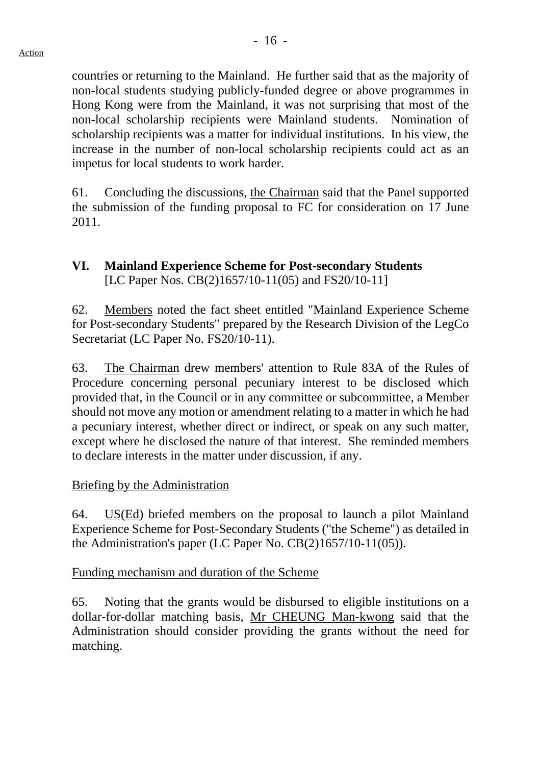countries or returning to the Mainland. He further said that as the majority of non-local students studying publicly-funded degree or above programmes in Hong Kong were from the Mainland, it was not surprising that most of the non-local scholarship recipients were Mainland students. Nomination of scholarship recipients was a matter for individual institutions. In his view, the increase in the number of non-local scholarship recipients could act as an impetus for local students to work harder.

61. Concluding the discussions, the Chairman said that the Panel supported the submission of the funding proposal to FC for consideration on 17 June 2011.

## VI. Mainland Experience Scheme for Post-secondary Students

[LC Paper Nos. CB(2)1657/10-11(05) and FS20/10-11]

62. Members noted the fact sheet entitled "Mainland Experience Scheme for Post-secondary Students" prepared by the Research Division of the LegCo Secretariat (LC Paper No. FS20/10-11).

63. The Chairman drew members' attention to Rule 83A of the Rules of Procedure concerning personal pecuniary interest to be disclosed which provided that, in the Council or in any committee or subcommittee, a Member should not move any motion or amendment relating to a matter in which he had a pecuniary interest, whether direct or indirect, or speak on any such matter, except where he disclosed the nature of that interest. She reminded members to declare interests in the matter under discussion, if any.

### Briefing by the Administration

64. US(Ed) briefed members on the proposal to launch a pilot Mainland Experience Scheme for Post-Secondary Students ("the Scheme") as detailed in the Administration's paper (LC Paper No. CB(2)1657/10-11(05)).

### Funding mechanism and duration of the Scheme

65. Noting that the grants would be disbursed to eligible institutions on a dollar-for-dollar matching basis, Mr CHEUNG Man-kwong said that the Administration should consider providing the grants without the need for matching.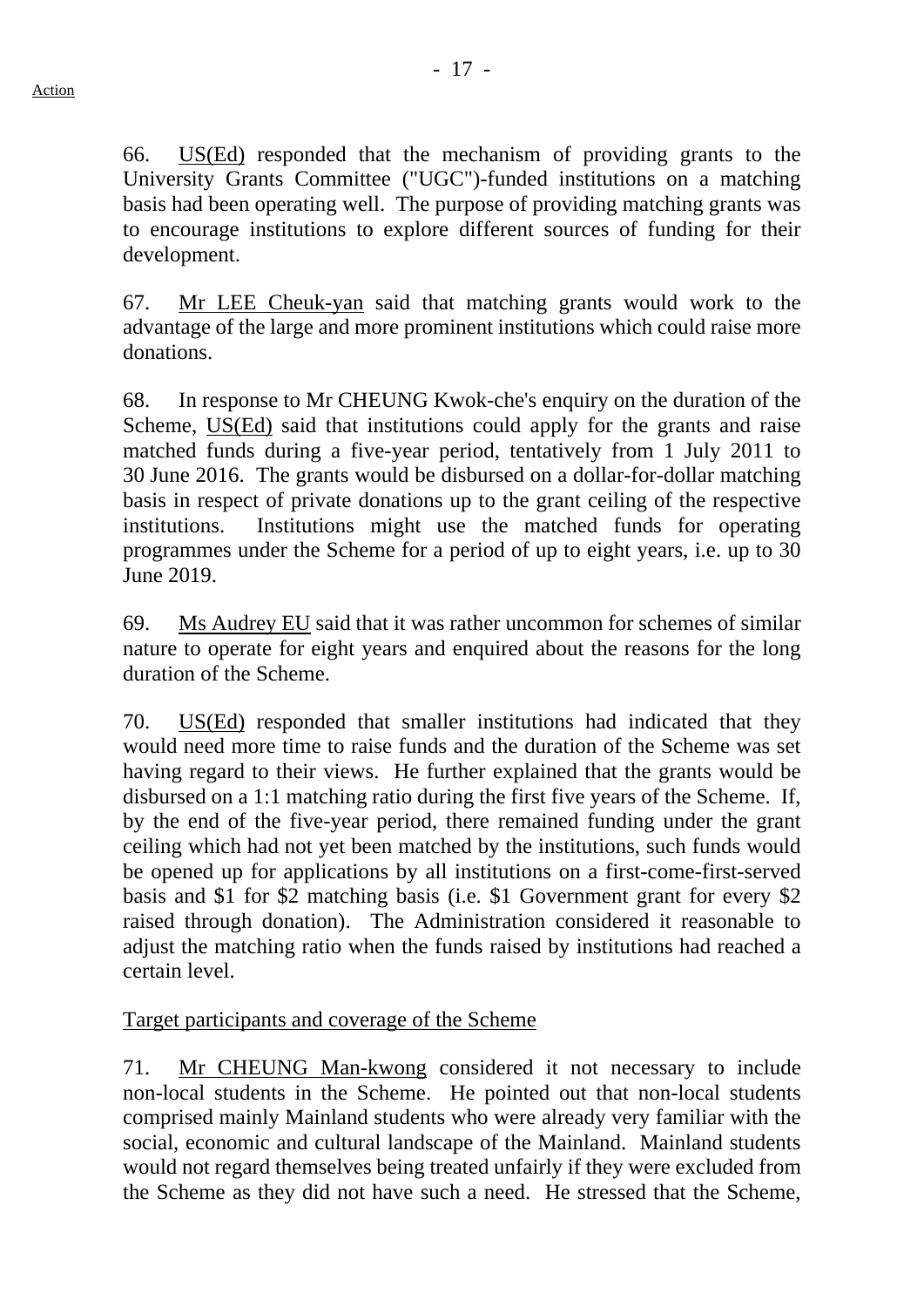66. US(Ed) responded that the mechanism of providing grants to the University Grants Committee ("UGC")-funded institutions on a matching basis had been operating well. The purpose of providing matching grants was to encourage institutions to explore different sources of funding for their development.

67. Mr LEE Cheuk-yan said that matching grants would work to the advantage of the large and more prominent institutions which could raise more donations.

68. In response to Mr CHEUNG Kwok-che's enquiry on the duration of the Scheme, US(Ed) said that institutions could apply for the grants and raise matched funds during a five-year period, tentatively from 1 July 2011 to 30 June 2016. The grants would be disbursed on a dollar-for-dollar matching basis in respect of private donations up to the grant ceiling of the respective institutions. Institutions might use the matched funds for operating programmes under the Scheme for a period of up to eight years, i.e. up to 30 June 2019.

69. Ms Audrey EU said that it was rather uncommon for schemes of similar nature to operate for eight years and enquired about the reasons for the long duration of the Scheme.

70. US(Ed) responded that smaller institutions had indicated that they would need more time to raise funds and the duration of the Scheme was set having regard to their views. He further explained that the grants would be disbursed on a 1:1 matching ratio during the first five years of the Scheme. If, by the end of the five-year period, there remained funding under the grant ceiling which had not yet been matched by the institutions, such funds would be opened up for applications by all institutions on a first-come-first-served basis and $1 for $2 matching basis (i.e. $1 Government grant for every $2 raised through donation). The Administration considered it reasonable to adjust the matching ratio when the funds raised by institutions had reached a certain level.

Target participants and coverage of the Scheme

71. Mr CHEUNG Man-kwong considered it not necessary to include non-local students in the Scheme. He pointed out that non-local students comprised mainly Mainland students who were already very familiar with the social, economic and cultural landscape of the Mainland. Mainland students would not regard themselves being treated unfairly if they were excluded from the Scheme as they did not have such a need. He stressed that the Scheme,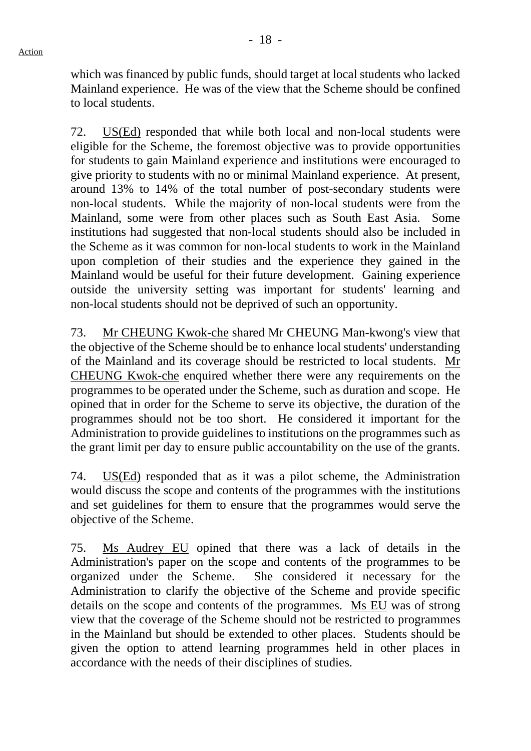which was financed by public funds, should target at local students who lacked Mainland experience. He was of the view that the Scheme should be confined to local students.

72. US(Ed) responded that while both local and non-local students were eligible for the Scheme, the foremost objective was to provide opportunities for students to gain Mainland experience and institutions were encouraged to give priority to students with no or minimal Mainland experience. At present, around 13% to 14% of the total number of post-secondary students were non-local students. While the majority of non-local students were from the Mainland, some were from other places such as South East Asia. Some institutions had suggested that non-local students should also be included in the Scheme as it was common for non-local students to work in the Mainland upon completion of their studies and the experience they gained in the Mainland would be useful for their future development. Gaining experience outside the university setting was important for students' learning and non-local students should not be deprived of such an opportunity.

73. Mr CHEUNG Kwok-che shared Mr CHEUNG Man-kwong's view that the objective of the Scheme should be to enhance local students' understanding of the Mainland and its coverage should be restricted to local students. Mr CHEUNG Kwok-che enquired whether there were any requirements on the programmes to be operated under the Scheme, such as duration and scope. He opined that in order for the Scheme to serve its objective, the duration of the programmes should not be too short. He considered it important for the Administration to provide guidelines to institutions on the programmes such as the grant limit per day to ensure public accountability on the use of the grants.

74. US(Ed) responded that as it was a pilot scheme, the Administration would discuss the scope and contents of the programmes with the institutions and set guidelines for them to ensure that the programmes would serve the objective of the Scheme.

75. Ms Audrey EU opined that there was a lack of details in the Administration's paper on the scope and contents of the programmes to be organized under the Scheme. She considered it necessary for the Administration to clarify the objective of the Scheme and provide specific details on the scope and contents of the programmes. Ms EU was of strong view that the coverage of the Scheme should not be restricted to programmes in the Mainland but should be extended to other places. Students should be given the option to attend learning programmes held in other places in accordance with the needs of their disciplines of studies.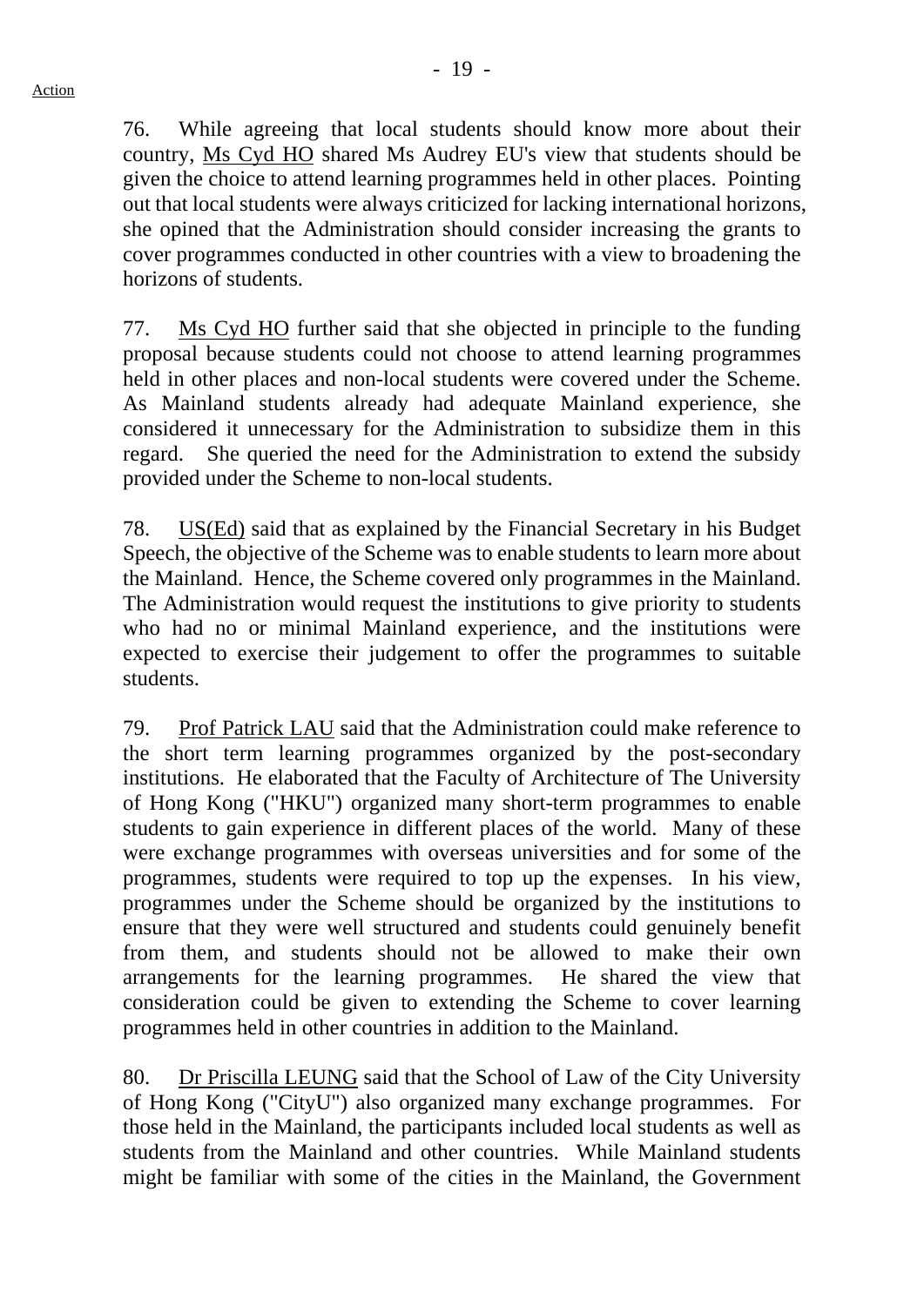76. While agreeing that local students should know more about their country, Ms Cyd HO shared Ms Audrey EU's view that students should be given the choice to attend learning programmes held in other places. Pointing out that local students were always criticized for lacking international horizons, she opined that the Administration should consider increasing the grants to cover programmes conducted in other countries with a view to broadening the horizons of students.

77. Ms Cyd HO further said that she objected in principle to the funding proposal because students could not choose to attend learning programmes held in other places and non-local students were covered under the Scheme. As Mainland students already had adequate Mainland experience, she considered it unnecessary for the Administration to subsidize them in this regard. She queried the need for the Administration to extend the subsidy provided under the Scheme to non-local students.

78. US(Ed) said that as explained by the Financial Secretary in his Budget Speech, the objective of the Scheme was to enable students to learn more about the Mainland. Hence, the Scheme covered only programmes in the Mainland. The Administration would request the institutions to give priority to students who had no or minimal Mainland experience, and the institutions were expected to exercise their judgement to offer the programmes to suitable students.

79. Prof Patrick LAU said that the Administration could make reference to the short term learning programmes organized by the post-secondary institutions. He elaborated that the Faculty of Architecture of The University of Hong Kong ("HKU") organized many short-term programmes to enable students to gain experience in different places of the world. Many of these were exchange programmes with overseas universities and for some of the programmes, students were required to top up the expenses. In his view, programmes under the Scheme should be organized by the institutions to ensure that they were well structured and students could genuinely benefit from them, and students should not be allowed to make their own arrangements for the learning programmes. He shared the view that consideration could be given to extending the Scheme to cover learning programmes held in other countries in addition to the Mainland.

80. Dr Priscilla LEUNG said that the School of Law of the City University of Hong Kong ("CityU") also organized many exchange programmes. For those held in the Mainland, the participants included local students as well as students from the Mainland and other countries. While Mainland students might be familiar with some of the cities in the Mainland, the Government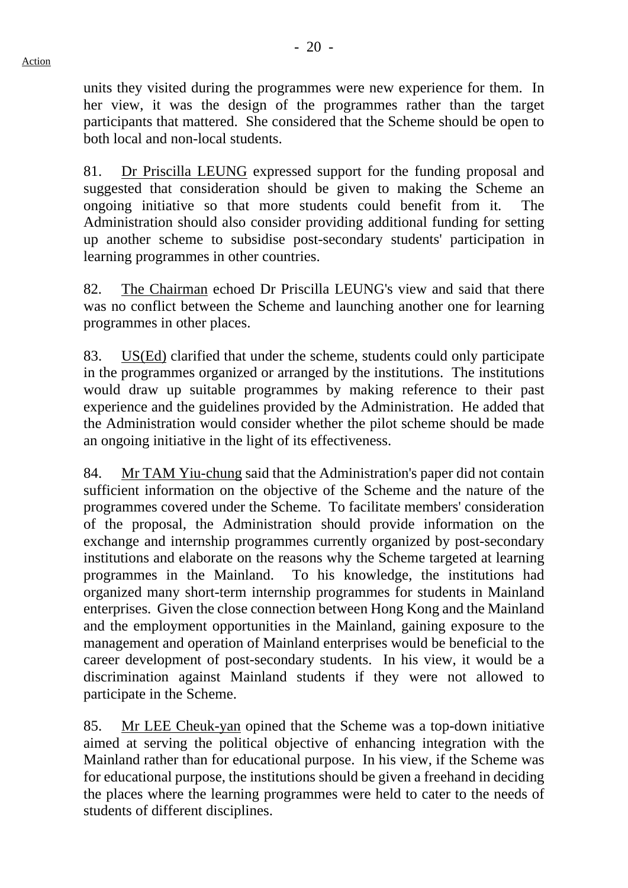units they visited during the programmes were new experience for them. In her view, it was the design of the programmes rather than the target participants that mattered. She considered that the Scheme should be open to both local and non-local students.

81. Dr Priscilla LEUNG expressed support for the funding proposal and suggested that consideration should be given to making the Scheme an ongoing initiative so that more students could benefit from it. The Administration should also consider providing additional funding for setting up another scheme to subsidise post-secondary students' participation in learning programmes in other countries.

82. The Chairman echoed Dr Priscilla LEUNG's view and said that there was no conflict between the Scheme and launching another one for learning programmes in other places.

83. US(Ed) clarified that under the scheme, students could only participate in the programmes organized or arranged by the institutions. The institutions would draw up suitable programmes by making reference to their past experience and the guidelines provided by the Administration. He added that the Administration would consider whether the pilot scheme should be made an ongoing initiative in the light of its effectiveness.

84. Mr TAM Yiu-chung said that the Administration's paper did not contain sufficient information on the objective of the Scheme and the nature of the programmes covered under the Scheme. To facilitate members' consideration of the proposal, the Administration should provide information on the exchange and internship programmes currently organized by post-secondary institutions and elaborate on the reasons why the Scheme targeted at learning programmes in the Mainland. To his knowledge, the institutions had organized many short-term internship programmes for students in Mainland enterprises. Given the close connection between Hong Kong and the Mainland and the employment opportunities in the Mainland, gaining exposure to the management and operation of Mainland enterprises would be beneficial to the career development of post-secondary students. In his view, it would be a discrimination against Mainland students if they were not allowed to participate in the Scheme.

85. Mr LEE Cheuk-yan opined that the Scheme was a top-down initiative aimed at serving the political objective of enhancing integration with the Mainland rather than for educational purpose. In his view, if the Scheme was for educational purpose, the institutions should be given a freehand in deciding the places where the learning programmes were held to cater to the needs of students of different disciplines.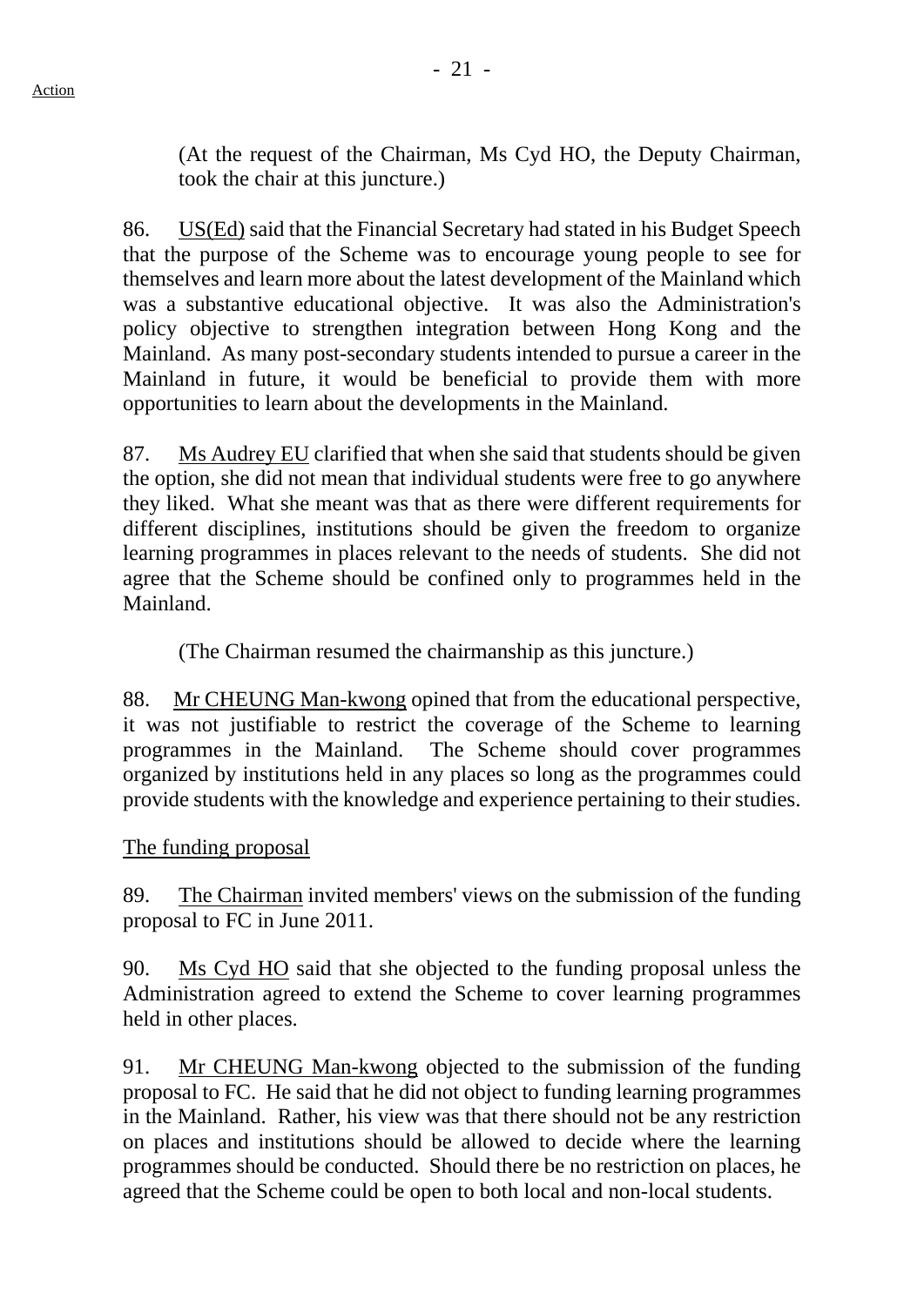Action

(At the request of the Chairman, Ms Cyd HO, the Deputy Chairman, took the chair at this juncture.)

86. US(Ed) said that the Financial Secretary had stated in his Budget Speech that the purpose of the Scheme was to encourage young people to see for themselves and learn more about the latest development of the Mainland which was a substantive educational objective. It was also the Administration's policy objective to strengthen integration between Hong Kong and the Mainland. As many post-secondary students intended to pursue a career in the Mainland in future, it would be beneficial to provide them with more opportunities to learn about the developments in the Mainland.

87. Ms Audrey EU clarified that when she said that students should be given the option, she did not mean that individual students were free to go anywhere they liked. What she meant was that as there were different requirements for different disciplines, institutions should be given the freedom to organize learning programmes in places relevant to the needs of students. She did not agree that the Scheme should be confined only to programmes held in the Mainland.

(The Chairman resumed the chairmanship as this juncture.)

88. Mr CHEUNG Man-kwong opined that from the educational perspective, it was not justifiable to restrict the coverage of the Scheme to learning programmes in the Mainland. The Scheme should cover programmes organized by institutions held in any places so long as the programmes could provide students with the knowledge and experience pertaining to their studies.

The funding proposal

89. The Chairman invited members' views on the submission of the funding proposal to FC in June 2011.

90. Ms Cyd HO said that she objected to the funding proposal unless the Administration agreed to extend the Scheme to cover learning programmes held in other places.

91. Mr CHEUNG Man-kwong objected to the submission of the funding proposal to FC. He said that he did not object to funding learning programmes in the Mainland. Rather, his view was that there should not be any restriction on places and institutions should be allowed to decide where the learning programmes should be conducted. Should there be no restriction on places, he agreed that the Scheme could be open to both local and non-local students.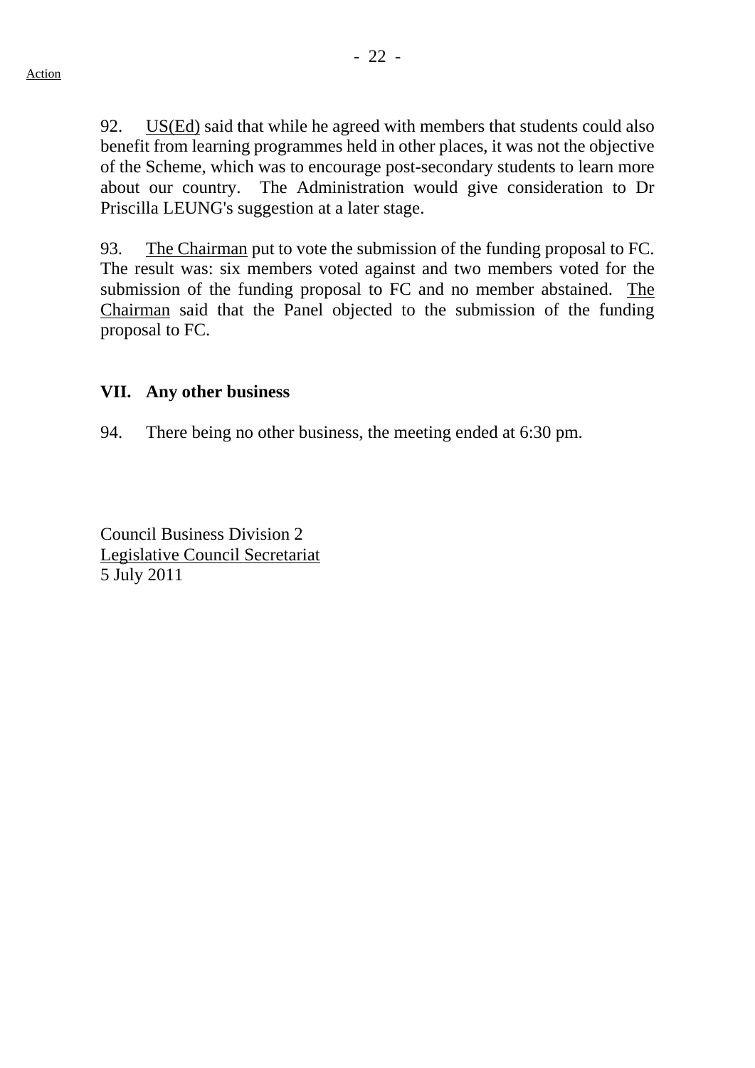92. US(Ed) said that while he agreed with members that students could also benefit from learning programmes held in other places, it was not the objective of the Scheme, which was to encourage post-secondary students to learn more about our country. The Administration would give consideration to Dr Priscilla LEUNG's suggestion at a later stage.

93. The Chairman put to vote the submission of the funding proposal to FC. The result was: six members voted against and two members voted for the submission of the funding proposal to FC and no member abstained. The Chairman said that the Panel objected to the submission of the funding proposal to FC.

## VII. Any other business

94. There being no other business, the meeting ended at 6:30 pm.

Council Business Division 2
Legislative Council Secretariat
5 July 2011